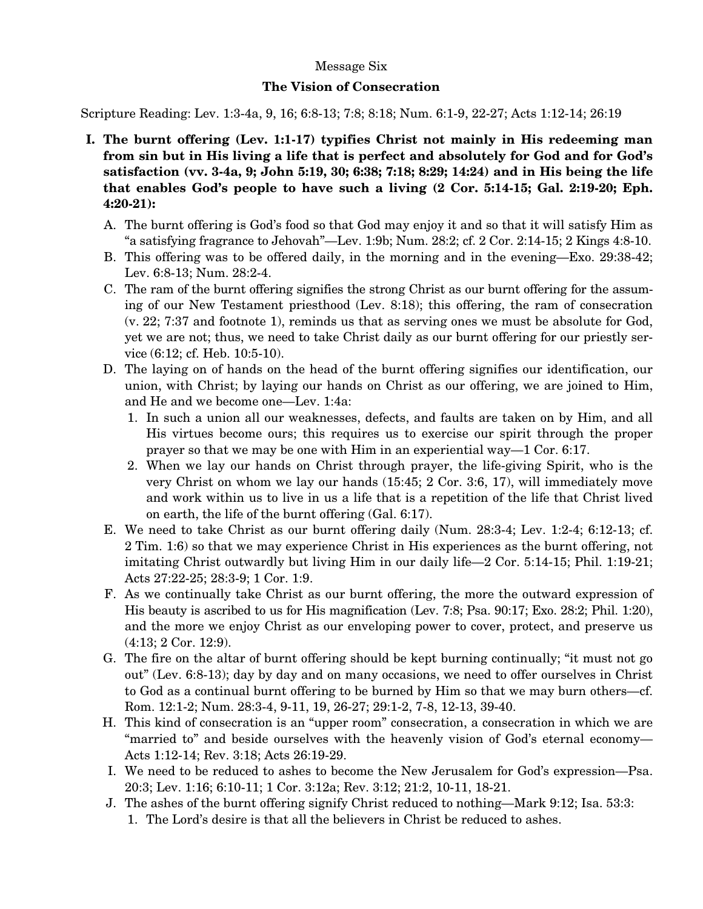Message Six

## The Vision of Consecration

Scripture Reading: Lev. 1:3-4a, 9, 16; 6:8-13; 7:8; 8:18; Num. 6:1-9, 22-27; Acts 1:12-14; 26:19

**I. The burnt offering (Lev. 1:1-17) typifies Christ not mainly in His redeeming man from sin but in His living a life that is perfect and absolutely for God and for God's satisfaction (vv. 3-4a, 9; John 5:19, 30; 6:38; 7:18; 8:29; 14:24) and in His being the life that enables God's people to have such a living (2 Cor. 5:14-15; Gal. 2:19-20; Eph. 4:20-21):**

A. The burnt offering is God's food so that God may enjoy it and so that it will satisfy Him as "a satisfying fragrance to Jehovah"—Lev. 1:9b; Num. 28:2; cf. 2 Cor. 2:14-15; 2 Kings 4:8-10.

B. This offering was to be offered daily, in the morning and in the evening—Exo. 29:38-42; Lev. 6:8-13; Num. 28:2-4.

C. The ram of the burnt offering signifies the strong Christ as our burnt offering for the assuming of our New Testament priesthood (Lev. 8:18); this offering, the ram of consecration (v. 22; 7:37 and footnote 1), reminds us that as serving ones we must be absolute for God, yet we are not; thus, we need to take Christ daily as our burnt offering for our priestly service (6:12; cf. Heb. 10:5-10).

D. The laying on of hands on the head of the burnt offering signifies our identification, our union, with Christ; by laying our hands on Christ as our offering, we are joined to Him, and He and we become one—Lev. 1:4a:

1. In such a union all our weaknesses, defects, and faults are taken on by Him, and all His virtues become ours; this requires us to exercise our spirit through the proper prayer so that we may be one with Him in an experiential way—1 Cor. 6:17.
2. When we lay our hands on Christ through prayer, the life-giving Spirit, who is the very Christ on whom we lay our hands (15:45; 2 Cor. 3:6, 17), will immediately move and work within us to live in us a life that is a repetition of the life that Christ lived on earth, the life of the burnt offering (Gal. 6:17).

E. We need to take Christ as our burnt offering daily (Num. 28:3-4; Lev. 1:2-4; 6:12-13; cf. 2 Tim. 1:6) so that we may experience Christ in His experiences as the burnt offering, not imitating Christ outwardly but living Him in our daily life—2 Cor. 5:14-15; Phil. 1:19-21; Acts 27:22-25; 28:3-9; 1 Cor. 1:9.

F. As we continually take Christ as our burnt offering, the more the outward expression of His beauty is ascribed to us for His magnification (Lev. 7:8; Psa. 90:17; Exo. 28:2; Phil. 1:20), and the more we enjoy Christ as our enveloping power to cover, protect, and preserve us (4:13; 2 Cor. 12:9).

G. The fire on the altar of burnt offering should be kept burning continually; "it must not go out" (Lev. 6:8-13); day by day and on many occasions, we need to offer ourselves in Christ to God as a continual burnt offering to be burned by Him so that we may burn others—cf. Rom. 12:1-2; Num. 28:3-4, 9-11, 19, 26-27; 29:1-2, 7-8, 12-13, 39-40.

H. This kind of consecration is an "upper room" consecration, a consecration in which we are "married to" and beside ourselves with the heavenly vision of God's eternal economy—Acts 1:12-14; Rev. 3:18; Acts 26:19-29.

I. We need to be reduced to ashes to become the New Jerusalem for God's expression—Psa. 20:3; Lev. 1:16; 6:10-11; 1 Cor. 3:12a; Rev. 3:12; 21:2, 10-11, 18-21.

J. The ashes of the burnt offering signify Christ reduced to nothing—Mark 9:12; Isa. 53:3:

1. The Lord's desire is that all the believers in Christ be reduced to ashes.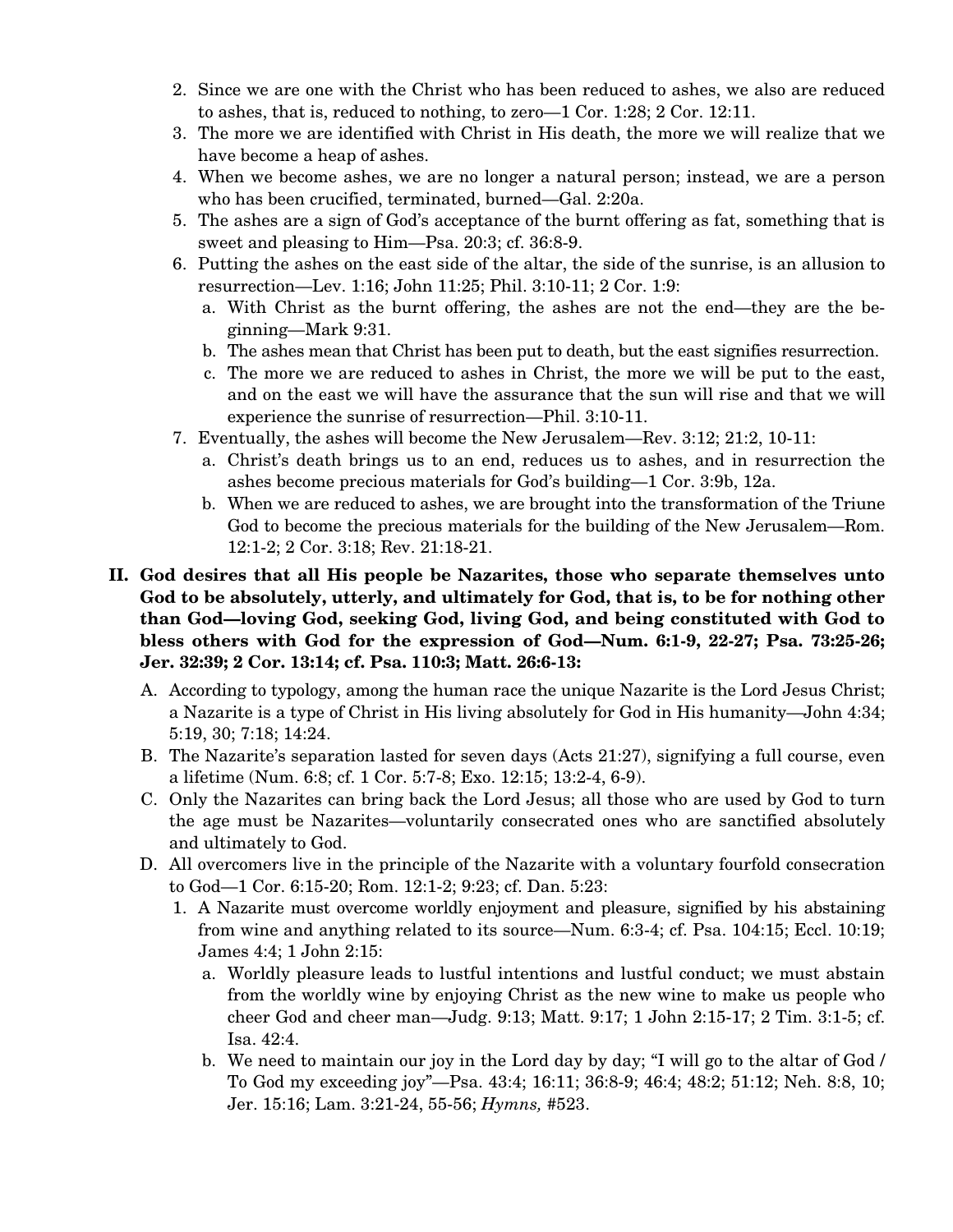2. Since we are one with the Christ who has been reduced to ashes, we also are reduced to ashes, that is, reduced to nothing, to zero—1 Cor. 1:28; 2 Cor. 12:11.
3. The more we are identified with Christ in His death, the more we will realize that we have become a heap of ashes.
4. When we become ashes, we are no longer a natural person; instead, we are a person who has been crucified, terminated, burned—Gal. 2:20a.
5. The ashes are a sign of God's acceptance of the burnt offering as fat, something that is sweet and pleasing to Him—Psa. 20:3; cf. 36:8-9.
6. Putting the ashes on the east side of the altar, the side of the sunrise, is an allusion to resurrection—Lev. 1:16; John 11:25; Phil. 3:10-11; 2 Cor. 1:9:
   a. With Christ as the burnt offering, the ashes are not the end—they are the beginning—Mark 9:31.
   b. The ashes mean that Christ has been put to death, but the east signifies resurrection.
   c. The more we are reduced to ashes in Christ, the more we will be put to the east, and on the east we will have the assurance that the sun will rise and that we will experience the sunrise of resurrection—Phil. 3:10-11.
7. Eventually, the ashes will become the New Jerusalem—Rev. 3:12; 21:2, 10-11:
   a. Christ's death brings us to an end, reduces us to ashes, and in resurrection the ashes become precious materials for God's building—1 Cor. 3:9b, 12a.
   b. When we are reduced to ashes, we are brought into the transformation of the Triune God to become the precious materials for the building of the New Jerusalem—Rom. 12:1-2; 2 Cor. 3:18; Rev. 21:18-21.

**II. God desires that all His people be Nazarites, those who separate themselves unto God to be absolutely, utterly, and ultimately for God, that is, to be for nothing other than God—loving God, seeking God, living God, and being constituted with God to bless others with God for the expression of God—Num. 6:1-9, 22-27; Psa. 73:25-26; Jer. 32:39; 2 Cor. 13:14; cf. Psa. 110:3; Matt. 26:6-13:**

A. According to typology, among the human race the unique Nazarite is the Lord Jesus Christ; a Nazarite is a type of Christ in His living absolutely for God in His humanity—John 4:34; 5:19, 30; 7:18; 14:24.

B. The Nazarite's separation lasted for seven days (Acts 21:27), signifying a full course, even a lifetime (Num. 6:8; cf. 1 Cor. 5:7-8; Exo. 12:15; 13:2-4, 6-9).

C. Only the Nazarites can bring back the Lord Jesus; all those who are used by God to turn the age must be Nazarites—voluntarily consecrated ones who are sanctified absolutely and ultimately to God.

D. All overcomers live in the principle of the Nazarite with a voluntary fourfold consecration to God—1 Cor. 6:15-20; Rom. 12:1-2; 9:23; cf. Dan. 5:23:

1. A Nazarite must overcome worldly enjoyment and pleasure, signified by his abstaining from wine and anything related to its source—Num. 6:3-4; cf. Psa. 104:15; Eccl. 10:19; James 4:4; 1 John 2:15:
   a. Worldly pleasure leads to lustful intentions and lustful conduct; we must abstain from the worldly wine by enjoying Christ as the new wine to make us people who cheer God and cheer man—Judg. 9:13; Matt. 9:17; 1 John 2:15-17; 2 Tim. 3:1-5; cf. Isa. 42:4.
   b. We need to maintain our joy in the Lord day by day; "I will go to the altar of God / To God my exceeding joy"—Psa. 43:4; 16:11; 36:8-9; 46:4; 48:2; 51:12; Neh. 8:8, 10; Jer. 15:16; Lam. 3:21-24, 55-56; *Hymns,* #523.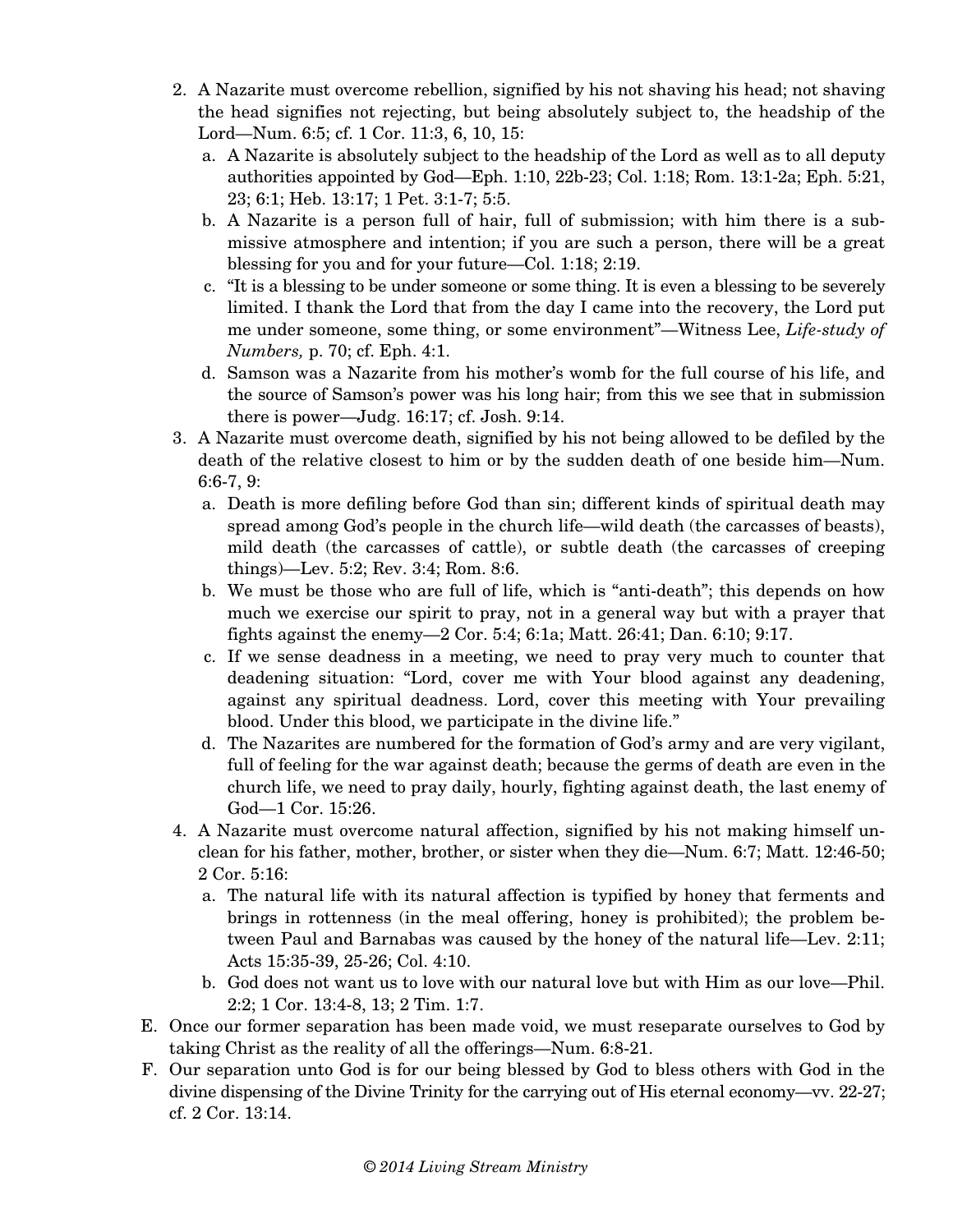2. A Nazarite must overcome rebellion, signified by his not shaving his head; not shaving the head signifies not rejecting, but being absolutely subject to, the headship of the Lord—Num. 6:5; cf. 1 Cor. 11:3, 6, 10, 15:
   a. A Nazarite is absolutely subject to the headship of the Lord as well as to all deputy authorities appointed by God—Eph. 1:10, 22b-23; Col. 1:18; Rom. 13:1-2a; Eph. 5:21, 23; 6:1; Heb. 13:17; 1 Pet. 3:1-7; 5:5.
   b. A Nazarite is a person full of hair, full of submission; with him there is a submissive atmosphere and intention; if you are such a person, there will be a great blessing for you and for your future—Col. 1:18; 2:19.
   c. "It is a blessing to be under someone or some thing. It is even a blessing to be severely limited. I thank the Lord that from the day I came into the recovery, the Lord put me under someone, some thing, or some environment"—Witness Lee, *Life-study of Numbers,* p. 70; cf. Eph. 4:1.
   d. Samson was a Nazarite from his mother's womb for the full course of his life, and the source of Samson's power was his long hair; from this we see that in submission there is power—Judg. 16:17; cf. Josh. 9:14.
3. A Nazarite must overcome death, signified by his not being allowed to be defiled by the death of the relative closest to him or by the sudden death of one beside him—Num. 6:6-7, 9:
   a. Death is more defiling before God than sin; different kinds of spiritual death may spread among God's people in the church life—wild death (the carcasses of beasts), mild death (the carcasses of cattle), or subtle death (the carcasses of creeping things)—Lev. 5:2; Rev. 3:4; Rom. 8:6.
   b. We must be those who are full of life, which is "anti-death"; this depends on how much we exercise our spirit to pray, not in a general way but with a prayer that fights against the enemy—2 Cor. 5:4; 6:1a; Matt. 26:41; Dan. 6:10; 9:17.
   c. If we sense deadness in a meeting, we need to pray very much to counter that deadening situation: "Lord, cover me with Your blood against any deadening, against any spiritual deadness. Lord, cover this meeting with Your prevailing blood. Under this blood, we participate in the divine life."
   d. The Nazarites are numbered for the formation of God's army and are very vigilant, full of feeling for the war against death; because the germs of death are even in the church life, we need to pray daily, hourly, fighting against death, the last enemy of God—1 Cor. 15:26.
4. A Nazarite must overcome natural affection, signified by his not making himself unclean for his father, mother, brother, or sister when they die—Num. 6:7; Matt. 12:46-50; 2 Cor. 5:16:
   a. The natural life with its natural affection is typified by honey that ferments and brings in rottenness (in the meal offering, honey is prohibited); the problem between Paul and Barnabas was caused by the honey of the natural life—Lev. 2:11; Acts 15:35-39, 25-26; Col. 4:10.
   b. God does not want us to love with our natural love but with Him as our love—Phil. 2:2; 1 Cor. 13:4-8, 13; 2 Tim. 1:7.

E. Once our former separation has been made void, we must reseparate ourselves to God by taking Christ as the reality of all the offerings—Num. 6:8-21.

F. Our separation unto God is for our being blessed by God to bless others with God in the divine dispensing of the Divine Trinity for the carrying out of His eternal economy—vv. 22-27; cf. 2 Cor. 13:14.

*© 2014 Living Stream Ministry*